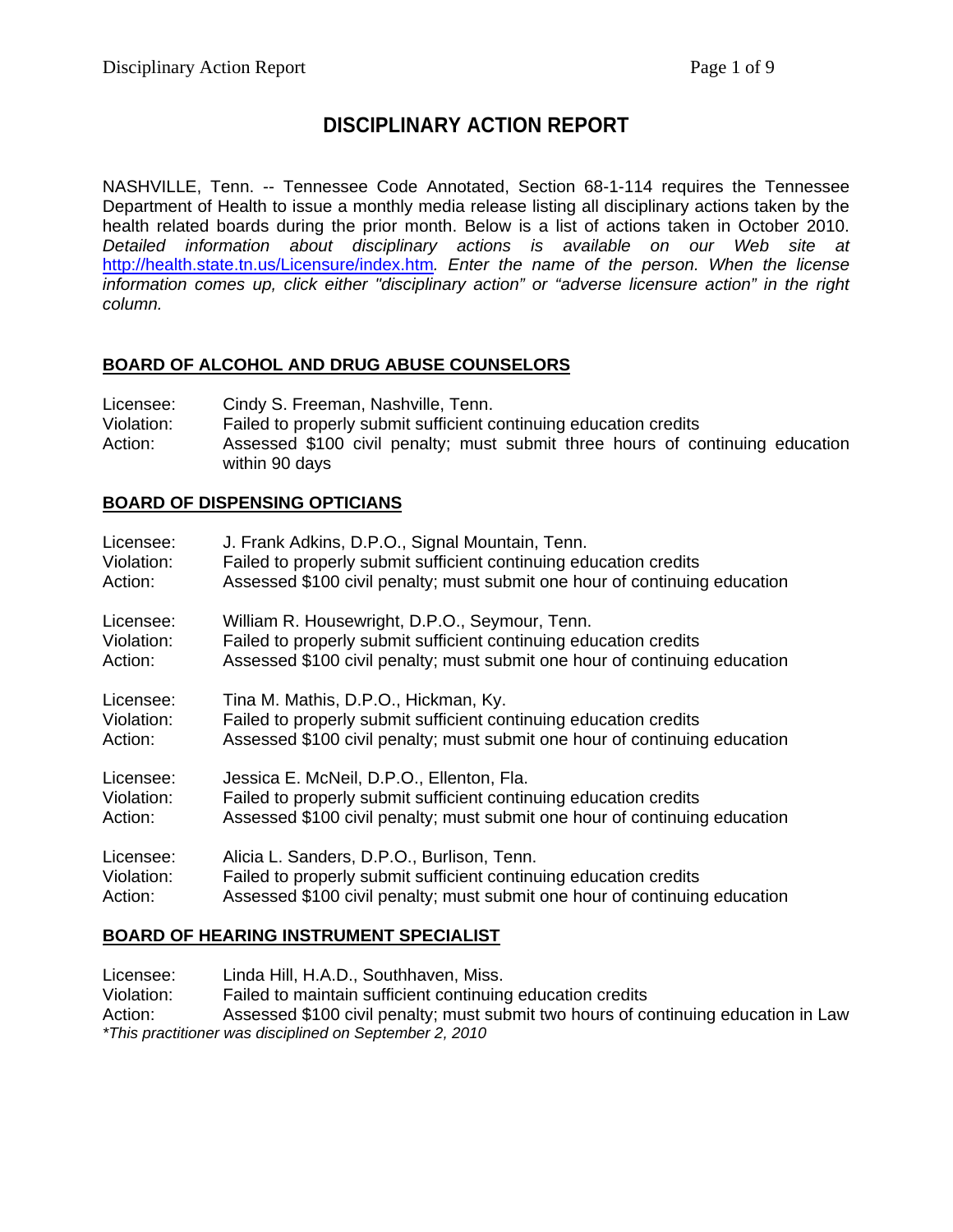# DISCIPLINARY ACTION REPORT

NASHVILLE, Tenn. -- Tennessee Code Annotated, Section 68-1-114 requires the Tennessee Department of Health to issue a monthly media release listing all disciplinary actions taken by the health related boards during the prior month. Below is a list of actions taken in October 2010. *Detailed information about disciplinary actions is available on our Web site at* http://health.state.tn.us/Licensure/index.htm*. Enter the name of the person. When the license information comes up, click either "disciplinary action" or "adverse licensure action" in the right column.*

## BOARD OF ALCOHOL AND DRUG ABUSE COUNSELORS

Licensee: Cindy S. Freeman, Nashville, Tenn.
Violation: Failed to properly submit sufficient continuing education credits
Action: Assessed $100 civil penalty; must submit three hours of continuing education within 90 days

## BOARD OF DISPENSING OPTICIANS

Licensee: J. Frank Adkins, D.P.O., Signal Mountain, Tenn.
Violation: Failed to properly submit sufficient continuing education credits
Action: Assessed $100 civil penalty; must submit one hour of continuing education

Licensee: William R. Housewright, D.P.O., Seymour, Tenn.
Violation: Failed to properly submit sufficient continuing education credits
Action: Assessed $100 civil penalty; must submit one hour of continuing education

Licensee: Tina M. Mathis, D.P.O., Hickman, Ky.
Violation: Failed to properly submit sufficient continuing education credits
Action: Assessed $100 civil penalty; must submit one hour of continuing education

Licensee: Jessica E. McNeil, D.P.O., Ellenton, Fla.
Violation: Failed to properly submit sufficient continuing education credits
Action: Assessed $100 civil penalty; must submit one hour of continuing education

Licensee: Alicia L. Sanders, D.P.O., Burlison, Tenn.
Violation: Failed to properly submit sufficient continuing education credits
Action: Assessed $100 civil penalty; must submit one hour of continuing education

## BOARD OF HEARING INSTRUMENT SPECIALIST

Licensee: Linda Hill, H.A.D., Southhaven, Miss.
Violation: Failed to maintain sufficient continuing education credits
Action: Assessed $100 civil penalty; must submit two hours of continuing education in Law
*\*This practitioner was disciplined on September 2, 2010*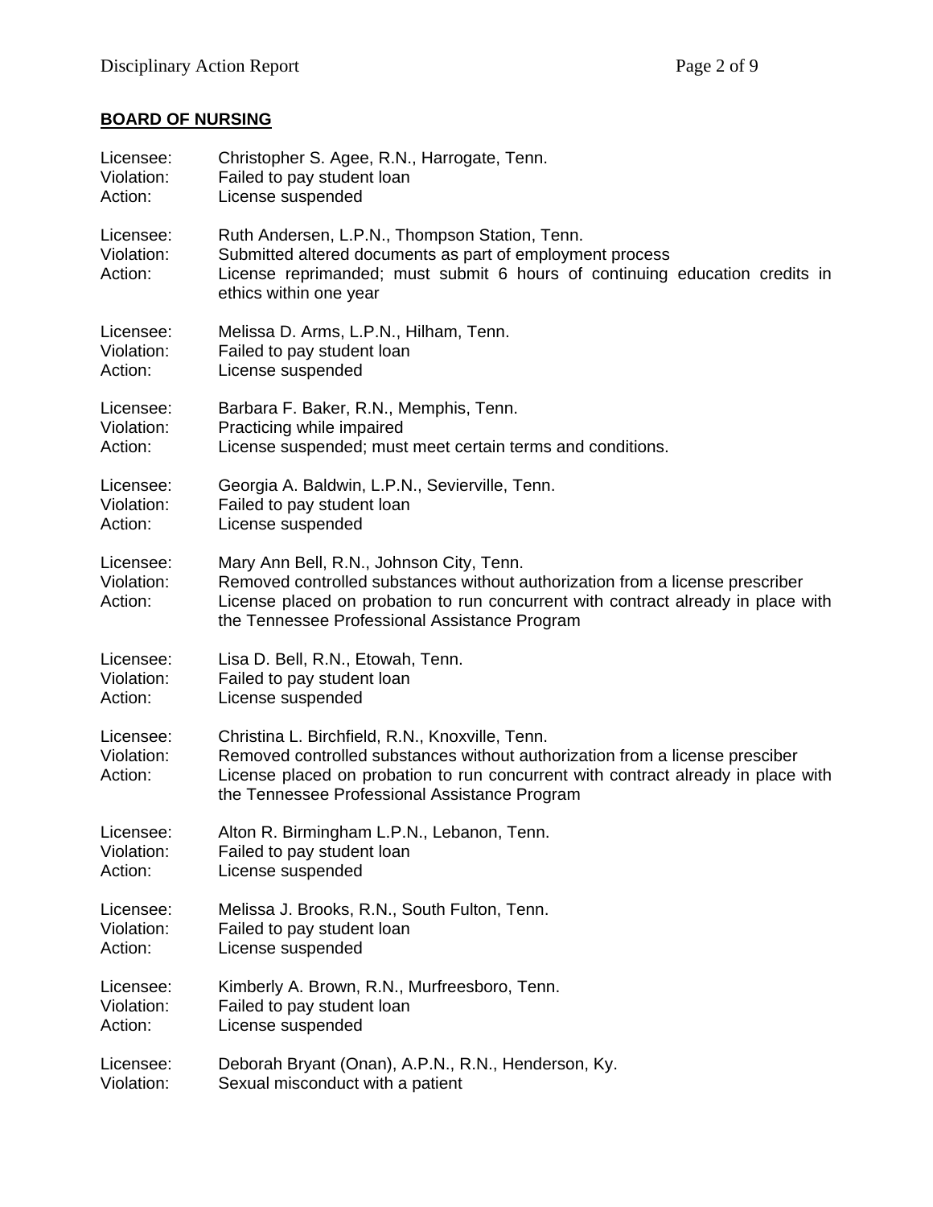## BOARD OF NURSING

Licensee: Christopher S. Agee, R.N., Harrogate, Tenn.
Violation: Failed to pay student loan
Action: License suspended

Licensee: Ruth Andersen, L.P.N., Thompson Station, Tenn.
Violation: Submitted altered documents as part of employment process
Action: License reprimanded; must submit 6 hours of continuing education credits in ethics within one year

Licensee: Melissa D. Arms, L.P.N., Hilham, Tenn.
Violation: Failed to pay student loan
Action: License suspended

Licensee: Barbara F. Baker, R.N., Memphis, Tenn.
Violation: Practicing while impaired
Action: License suspended; must meet certain terms and conditions.

Licensee: Georgia A. Baldwin, L.P.N., Sevierville, Tenn.
Violation: Failed to pay student loan
Action: License suspended

Licensee: Mary Ann Bell, R.N., Johnson City, Tenn.
Violation: Removed controlled substances without authorization from a license prescriber
Action: License placed on probation to run concurrent with contract already in place with the Tennessee Professional Assistance Program

Licensee: Lisa D. Bell, R.N., Etowah, Tenn.
Violation: Failed to pay student loan
Action: License suspended

Licensee: Christina L. Birchfield, R.N., Knoxville, Tenn.
Violation: Removed controlled substances without authorization from a license presciber
Action: License placed on probation to run concurrent with contract already in place with the Tennessee Professional Assistance Program

Licensee: Alton R. Birmingham L.P.N., Lebanon, Tenn.
Violation: Failed to pay student loan
Action: License suspended

Licensee: Melissa J. Brooks, R.N., South Fulton, Tenn.
Violation: Failed to pay student loan
Action: License suspended

Licensee: Kimberly A. Brown, R.N., Murfreesboro, Tenn.
Violation: Failed to pay student loan
Action: License suspended

Licensee: Deborah Bryant (Onan), A.P.N., R.N., Henderson, Ky.
Violation: Sexual misconduct with a patient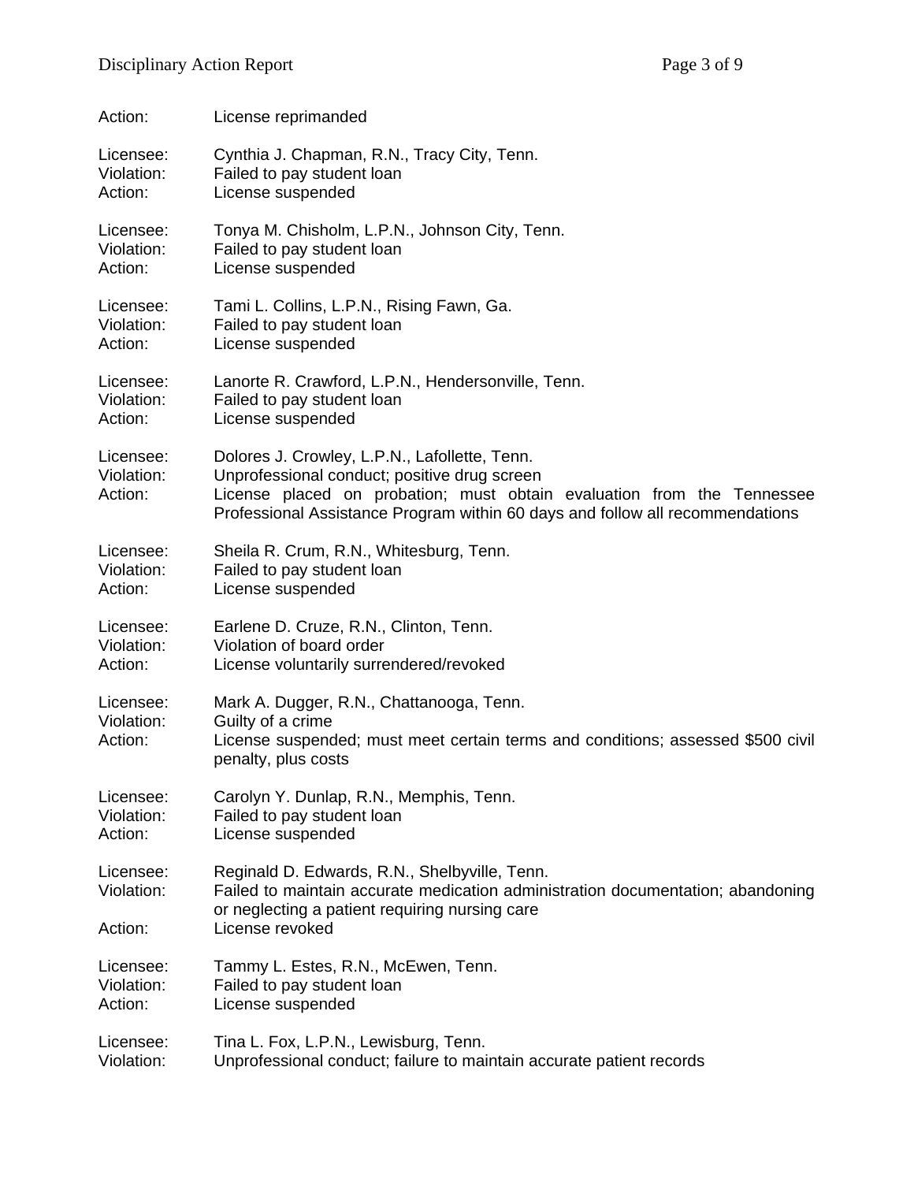Action: License reprimanded

Licensee: Cynthia J. Chapman, R.N., Tracy City, Tenn.
Violation: Failed to pay student loan
Action: License suspended

Licensee: Tonya M. Chisholm, L.P.N., Johnson City, Tenn.
Violation: Failed to pay student loan
Action: License suspended

Licensee: Tami L. Collins, L.P.N., Rising Fawn, Ga.
Violation: Failed to pay student loan
Action: License suspended

Licensee: Lanorte R. Crawford, L.P.N., Hendersonville, Tenn.
Violation: Failed to pay student loan
Action: License suspended

Licensee: Dolores J. Crowley, L.P.N., Lafollette, Tenn.
Violation: Unprofessional conduct; positive drug screen
Action: License placed on probation; must obtain evaluation from the Tennessee Professional Assistance Program within 60 days and follow all recommendations

Licensee: Sheila R. Crum, R.N., Whitesburg, Tenn.
Violation: Failed to pay student loan
Action: License suspended

Licensee: Earlene D. Cruze, R.N., Clinton, Tenn.
Violation: Violation of board order
Action: License voluntarily surrendered/revoked

Licensee: Mark A. Dugger, R.N., Chattanooga, Tenn.
Violation: Guilty of a crime
Action: License suspended; must meet certain terms and conditions; assessed $500 civil penalty, plus costs

Licensee: Carolyn Y. Dunlap, R.N., Memphis, Tenn.
Violation: Failed to pay student loan
Action: License suspended

Licensee: Reginald D. Edwards, R.N., Shelbyville, Tenn.
Violation: Failed to maintain accurate medication administration documentation; abandoning or neglecting a patient requiring nursing care
Action: License revoked

Licensee: Tammy L. Estes, R.N., McEwen, Tenn.
Violation: Failed to pay student loan
Action: License suspended

Licensee: Tina L. Fox, L.P.N., Lewisburg, Tenn.
Violation: Unprofessional conduct; failure to maintain accurate patient records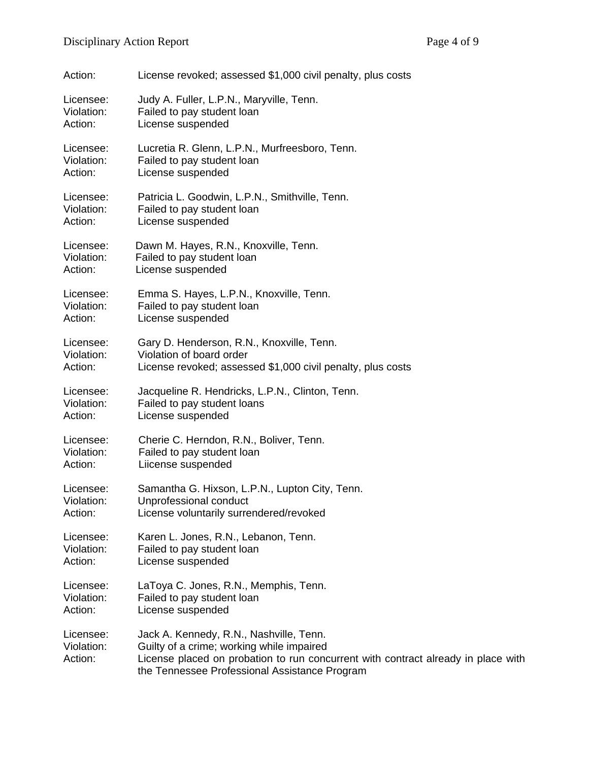Action: License revoked; assessed $1,000 civil penalty, plus costs

Licensee: Judy A. Fuller, L.P.N., Maryville, Tenn.
Violation: Failed to pay student loan
Action: License suspended

Licensee: Lucretia R. Glenn, L.P.N., Murfreesboro, Tenn.
Violation: Failed to pay student loan
Action: License suspended

Licensee: Patricia L. Goodwin, L.P.N., Smithville, Tenn.
Violation: Failed to pay student loan
Action: License suspended

Licensee: Dawn M. Hayes, R.N., Knoxville, Tenn.
Violation: Failed to pay student loan
Action: License suspended

Licensee: Emma S. Hayes, L.P.N., Knoxville, Tenn.
Violation: Failed to pay student loan
Action: License suspended

Licensee: Gary D. Henderson, R.N., Knoxville, Tenn.
Violation: Violation of board order
Action: License revoked; assessed $1,000 civil penalty, plus costs

Licensee: Jacqueline R. Hendricks, L.P.N., Clinton, Tenn.
Violation: Failed to pay student loans
Action: License suspended

Licensee: Cherie C. Herndon, R.N., Boliver, Tenn.
Violation: Failed to pay student loan
Action: Liicense suspended

Licensee: Samantha G. Hixson, L.P.N., Lupton City, Tenn.
Violation: Unprofessional conduct
Action: License voluntarily surrendered/revoked

Licensee: Karen L. Jones, R.N., Lebanon, Tenn.
Violation: Failed to pay student loan
Action: License suspended

Licensee: LaToya C. Jones, R.N., Memphis, Tenn.
Violation: Failed to pay student loan
Action: License suspended

Licensee: Jack A. Kennedy, R.N., Nashville, Tenn.
Violation: Guilty of a crime; working while impaired
Action: License placed on probation to run concurrent with contract already in place with the Tennessee Professional Assistance Program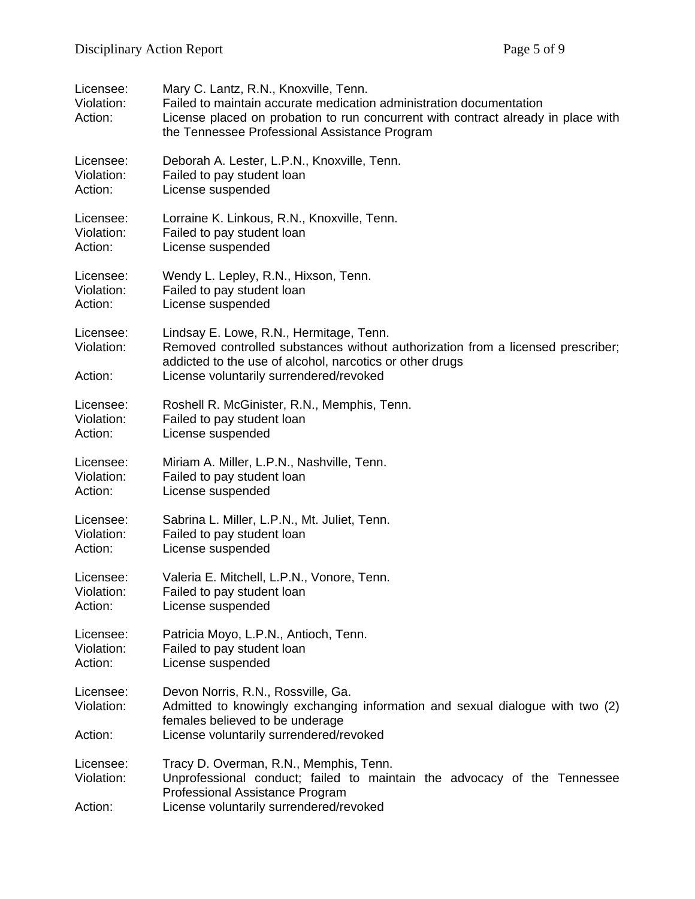Licensee: Mary C. Lantz, R.N., Knoxville, Tenn.
Violation: Failed to maintain accurate medication administration documentation
Action: License placed on probation to run concurrent with contract already in place with the Tennessee Professional Assistance Program

Licensee: Deborah A. Lester, L.P.N., Knoxville, Tenn.
Violation: Failed to pay student loan
Action: License suspended

Licensee: Lorraine K. Linkous, R.N., Knoxville, Tenn.
Violation: Failed to pay student loan
Action: License suspended

Licensee: Wendy L. Lepley, R.N., Hixson, Tenn.
Violation: Failed to pay student loan
Action: License suspended

Licensee: Lindsay E. Lowe, R.N., Hermitage, Tenn.
Violation: Removed controlled substances without authorization from a licensed prescriber; addicted to the use of alcohol, narcotics or other drugs
Action: License voluntarily surrendered/revoked

Licensee: Roshell R. McGinister, R.N., Memphis, Tenn.
Violation: Failed to pay student loan
Action: License suspended

Licensee: Miriam A. Miller, L.P.N., Nashville, Tenn.
Violation: Failed to pay student loan
Action: License suspended

Licensee: Sabrina L. Miller, L.P.N., Mt. Juliet, Tenn.
Violation: Failed to pay student loan
Action: License suspended

Licensee: Valeria E. Mitchell, L.P.N., Vonore, Tenn.
Violation: Failed to pay student loan
Action: License suspended

Licensee: Patricia Moyo, L.P.N., Antioch, Tenn.
Violation: Failed to pay student loan
Action: License suspended

Licensee: Devon Norris, R.N., Rossville, Ga.
Violation: Admitted to knowingly exchanging information and sexual dialogue with two (2) females believed to be underage
Action: License voluntarily surrendered/revoked

Licensee: Tracy D. Overman, R.N., Memphis, Tenn.
Violation: Unprofessional conduct; failed to maintain the advocacy of the Tennessee Professional Assistance Program
Action: License voluntarily surrendered/revoked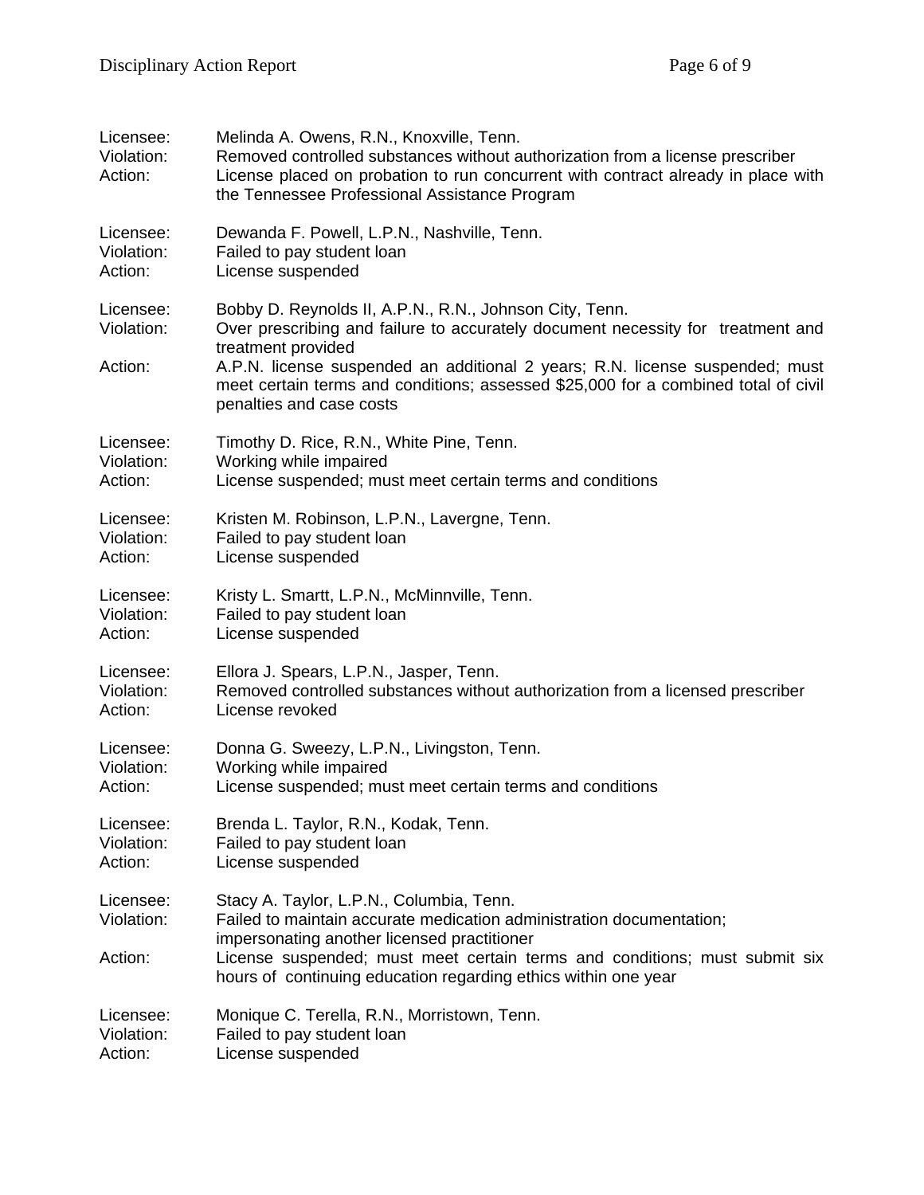Licensee: Melinda A. Owens, R.N., Knoxville, Tenn.
Violation: Removed controlled substances without authorization from a license prescriber
Action: License placed on probation to run concurrent with contract already in place with the Tennessee Professional Assistance Program

Licensee: Dewanda F. Powell, L.P.N., Nashville, Tenn.
Violation: Failed to pay student loan
Action: License suspended

Licensee: Bobby D. Reynolds II, A.P.N., R.N., Johnson City, Tenn.
Violation: Over prescribing and failure to accurately document necessity for treatment and treatment provided
Action: A.P.N. license suspended an additional 2 years; R.N. license suspended; must meet certain terms and conditions; assessed $25,000 for a combined total of civil penalties and case costs

Licensee: Timothy D. Rice, R.N., White Pine, Tenn.
Violation: Working while impaired
Action: License suspended; must meet certain terms and conditions

Licensee: Kristen M. Robinson, L.P.N., Lavergne, Tenn.
Violation: Failed to pay student loan
Action: License suspended

Licensee: Kristy L. Smartt, L.P.N., McMinnville, Tenn.
Violation: Failed to pay student loan
Action: License suspended

Licensee: Ellora J. Spears, L.P.N., Jasper, Tenn.
Violation: Removed controlled substances without authorization from a licensed prescriber
Action: License revoked

Licensee: Donna G. Sweezy, L.P.N., Livingston, Tenn.
Violation: Working while impaired
Action: License suspended; must meet certain terms and conditions

Licensee: Brenda L. Taylor, R.N., Kodak, Tenn.
Violation: Failed to pay student loan
Action: License suspended

Licensee: Stacy A. Taylor, L.P.N., Columbia, Tenn.
Violation: Failed to maintain accurate medication administration documentation; impersonating another licensed practitioner
Action: License suspended; must meet certain terms and conditions; must submit six hours of continuing education regarding ethics within one year

Licensee: Monique C. Terella, R.N., Morristown, Tenn.
Violation: Failed to pay student loan
Action: License suspended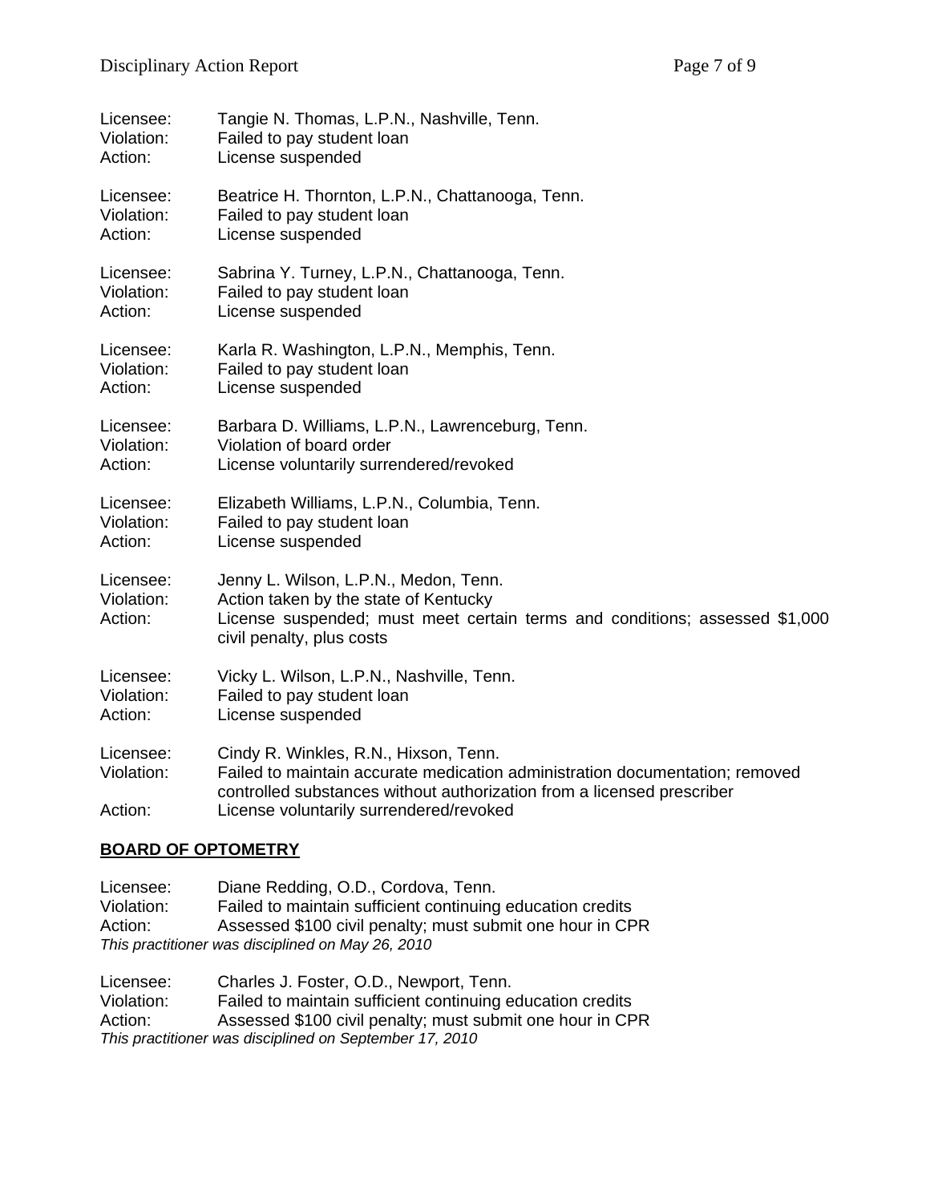Licensee: Tangie N. Thomas, L.P.N., Nashville, Tenn.
Violation: Failed to pay student loan
Action: License suspended

Licensee: Beatrice H. Thornton, L.P.N., Chattanooga, Tenn.
Violation: Failed to pay student loan
Action: License suspended

Licensee: Sabrina Y. Turney, L.P.N., Chattanooga, Tenn.
Violation: Failed to pay student loan
Action: License suspended

Licensee: Karla R. Washington, L.P.N., Memphis, Tenn.
Violation: Failed to pay student loan
Action: License suspended

Licensee: Barbara D. Williams, L.P.N., Lawrenceburg, Tenn.
Violation: Violation of board order
Action: License voluntarily surrendered/revoked

Licensee: Elizabeth Williams, L.P.N., Columbia, Tenn.
Violation: Failed to pay student loan
Action: License suspended

Licensee: Jenny L. Wilson, L.P.N., Medon, Tenn.
Violation: Action taken by the state of Kentucky
Action: License suspended; must meet certain terms and conditions; assessed $1,000 civil penalty, plus costs

Licensee: Vicky L. Wilson, L.P.N., Nashville, Tenn.
Violation: Failed to pay student loan
Action: License suspended

Licensee: Cindy R. Winkles, R.N., Hixson, Tenn.
Violation: Failed to maintain accurate medication administration documentation; removed controlled substances without authorization from a licensed prescriber
Action: License voluntarily surrendered/revoked

## BOARD OF OPTOMETRY

Licensee: Diane Redding, O.D., Cordova, Tenn.
Violation: Failed to maintain sufficient continuing education credits
Action: Assessed $100 civil penalty; must submit one hour in CPR
*This practitioner was disciplined on May 26, 2010*

Licensee: Charles J. Foster, O.D., Newport, Tenn.
Violation: Failed to maintain sufficient continuing education credits
Action: Assessed $100 civil penalty; must submit one hour in CPR
*This practitioner was disciplined on September 17, 2010*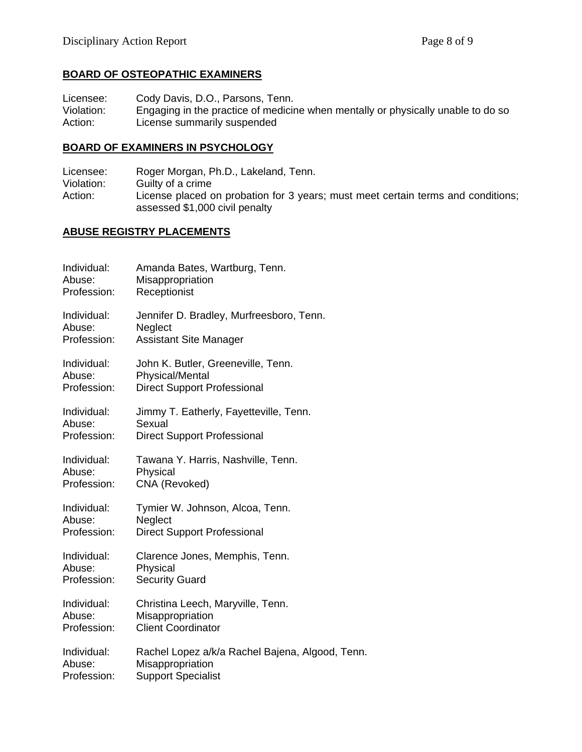## BOARD OF OSTEOPATHIC EXAMINERS

Licensee: Cody Davis, D.O., Parsons, Tenn.
Violation: Engaging in the practice of medicine when mentally or physically unable to do so
Action: License summarily suspended

## BOARD OF EXAMINERS IN PSYCHOLOGY

Licensee: Roger Morgan, Ph.D., Lakeland, Tenn.
Violation: Guilty of a crime
Action: License placed on probation for 3 years; must meet certain terms and conditions; assessed $1,000 civil penalty

## ABUSE REGISTRY PLACEMENTS

Individual: Amanda Bates, Wartburg, Tenn.
Abuse: Misappropriation
Profession: Receptionist

Individual: Jennifer D. Bradley, Murfreesboro, Tenn.
Abuse: Neglect
Profession: Assistant Site Manager

Individual: John K. Butler, Greeneville, Tenn.
Abuse: Physical/Mental
Profession: Direct Support Professional

Individual: Jimmy T. Eatherly, Fayetteville, Tenn.
Abuse: Sexual
Profession: Direct Support Professional

Individual: Tawana Y. Harris, Nashville, Tenn.
Abuse: Physical
Profession: CNA (Revoked)

Individual: Tymier W. Johnson, Alcoa, Tenn.
Abuse: Neglect
Profession: Direct Support Professional

Individual: Clarence Jones, Memphis, Tenn.
Abuse: Physical
Profession: Security Guard

Individual: Christina Leech, Maryville, Tenn.
Abuse: Misappropriation
Profession: Client Coordinator

Individual: Rachel Lopez a/k/a Rachel Bajena, Algood, Tenn.
Abuse: Misappropriation
Profession: Support Specialist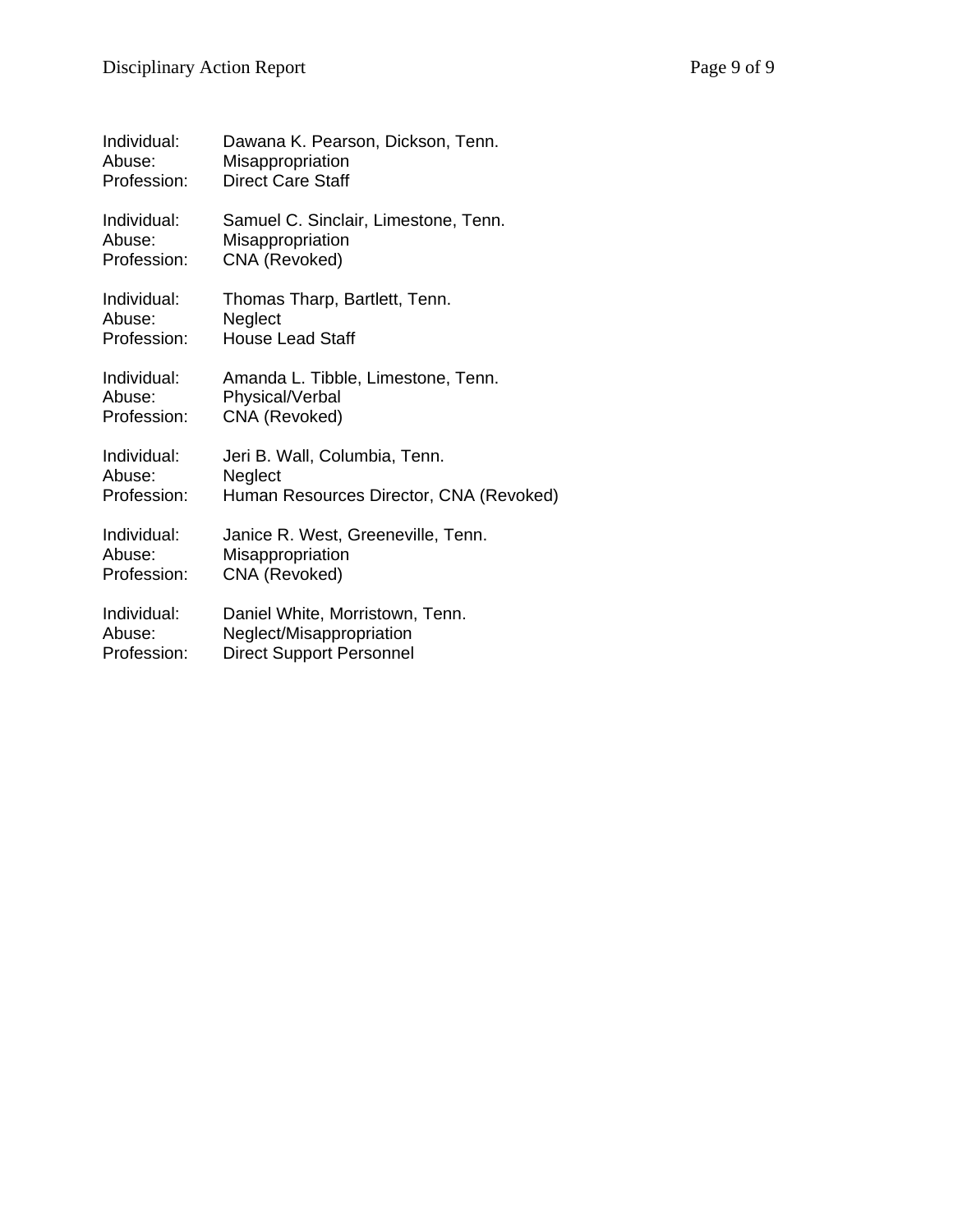Individual: Dawana K. Pearson, Dickson, Tenn.
Abuse: Misappropriation
Profession: Direct Care Staff

Individual: Samuel C. Sinclair, Limestone, Tenn.
Abuse: Misappropriation
Profession: CNA (Revoked)

Individual: Thomas Tharp, Bartlett, Tenn.
Abuse: Neglect
Profession: House Lead Staff

Individual: Amanda L. Tibble, Limestone, Tenn.
Abuse: Physical/Verbal
Profession: CNA (Revoked)

Individual: Jeri B. Wall, Columbia, Tenn.
Abuse: Neglect
Profession: Human Resources Director, CNA (Revoked)

Individual: Janice R. West, Greeneville, Tenn.
Abuse: Misappropriation
Profession: CNA (Revoked)

Individual: Daniel White, Morristown, Tenn.
Abuse: Neglect/Misappropriation
Profession: Direct Support Personnel